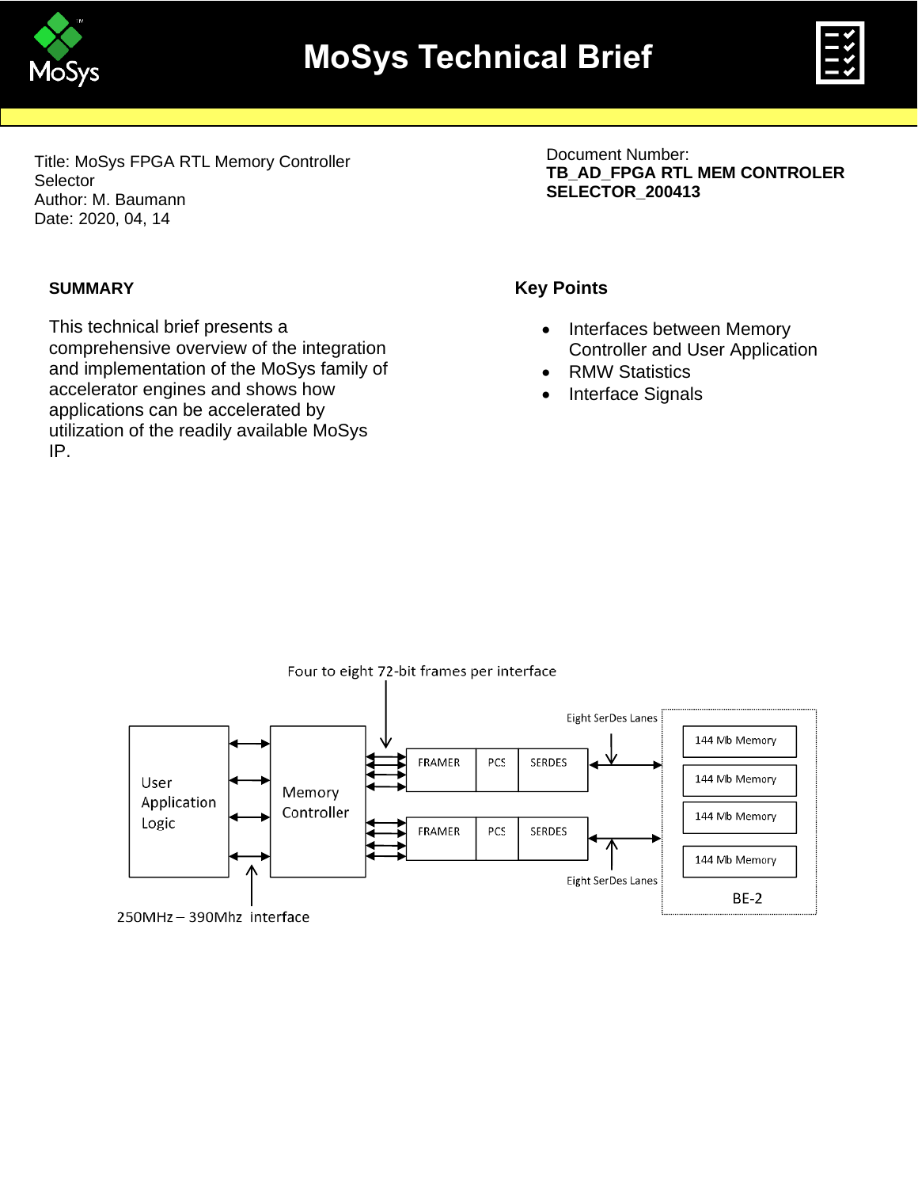# MoSys Technical Brief

Title: MoSys FPGA RTL Memory Controller Selector
Author: M. Baumann
Date: 2020, 04, 14

Document Number:
**TB_AD_FPGA RTL MEM CONTROLER SELECTOR_200413**

## SUMMARY

This technical brief presents a comprehensive overview of the integration and implementation of the MoSys family of accelerator engines and shows how applications can be accelerated by utilization of the readily available MoSys IP.

## Key Points

- Interfaces between Memory Controller and User Application
- RMW Statistics
- Interface Signals

Four to eight 72-bit frames per interface

User Application Logic | Memory Controller | FRAMER | PCS | SERDES | Eight SerDes Lanes | 144 Mb Memory | 144 Mb Memory | 144 Mb Memory | 144 Mb Memory | BE-2

250MHz – 390Mhz interface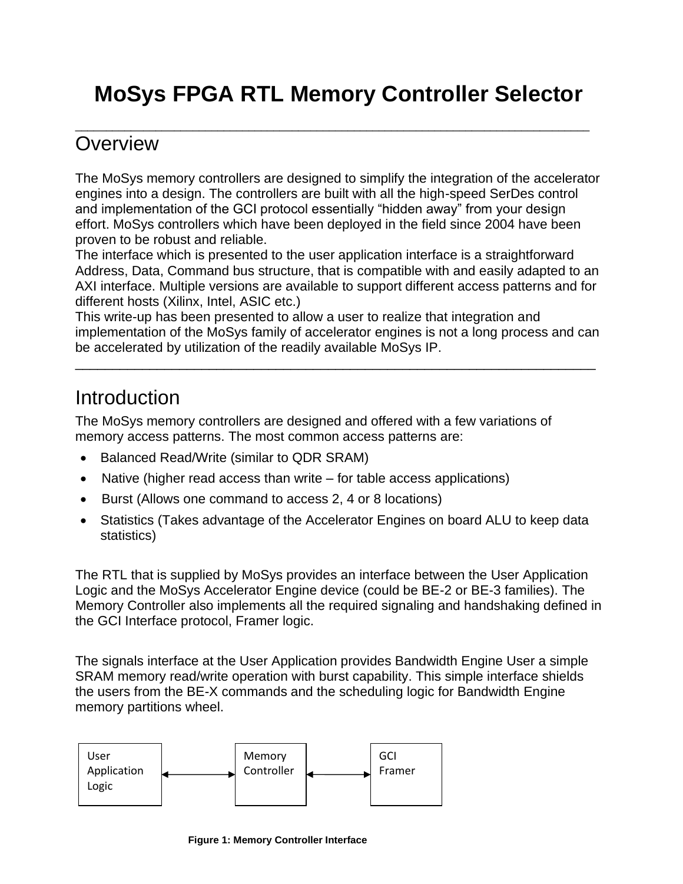# MoSys FPGA RTL Memory Controller Selector

---

## Overview

The MoSys memory controllers are designed to simplify the integration of the accelerator engines into a design. The controllers are built with all the high-speed SerDes control and implementation of the GCI protocol essentially "hidden away" from your design effort. MoSys controllers which have been deployed in the field since 2004 have been proven to be robust and reliable.
The interface which is presented to the user application interface is a straightforward Address, Data, Command bus structure, that is compatible with and easily adapted to an AXI interface. Multiple versions are available to support different access patterns and for different hosts (Xilinx, Intel, ASIC etc.)
This write-up has been presented to allow a user to realize that integration and implementation of the MoSys family of accelerator engines is not a long process and can be accelerated by utilization of the readily available MoSys IP.

---

## Introduction

The MoSys memory controllers are designed and offered with a few variations of memory access patterns. The most common access patterns are:

- Balanced Read/Write (similar to QDR SRAM)
- Native (higher read access than write – for table access applications)
- Burst (Allows one command to access 2, 4 or 8 locations)
- Statistics (Takes advantage of the Accelerator Engines on board ALU to keep data statistics)

The RTL that is supplied by MoSys provides an interface between the User Application Logic and the MoSys Accelerator Engine device (could be BE-2 or BE-3 families). The Memory Controller also implements all the required signaling and handshaking defined in the GCI Interface protocol, Framer logic.

The signals interface at the User Application provides Bandwidth Engine User a simple SRAM memory read/write operation with burst capability. This simple interface shields the users from the BE-X commands and the scheduling logic for Bandwidth Engine memory partitions wheel.

User Application Logic ⟷ Memory Controller ⟷ GCI Framer

**Figure 1: Memory Controller Interface**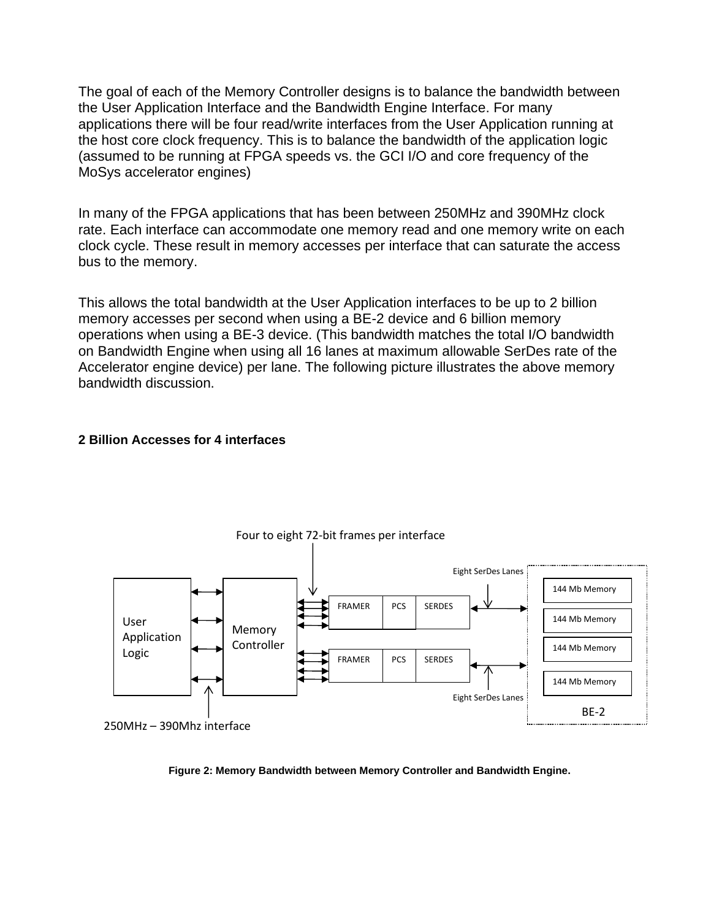The goal of each of the Memory Controller designs is to balance the bandwidth between the User Application Interface and the Bandwidth Engine Interface. For many applications there will be four read/write interfaces from the User Application running at the host core clock frequency. This is to balance the bandwidth of the application logic (assumed to be running at FPGA speeds vs. the GCI I/O and core frequency of the MoSys accelerator engines)

In many of the FPGA applications that has been between 250MHz and 390MHz clock rate. Each interface can accommodate one memory read and one memory write on each clock cycle. These result in memory accesses per interface that can saturate the access bus to the memory.

This allows the total bandwidth at the User Application interfaces to be up to 2 billion memory accesses per second when using a BE-2 device and 6 billion memory operations when using a BE-3 device. (This bandwidth matches the total I/O bandwidth on Bandwidth Engine when using all 16 lanes at maximum allowable SerDes rate of the Accelerator engine device) per lane. The following picture illustrates the above memory bandwidth discussion.

**2 Billion Accesses for 4 interfaces**

Four to eight 72-bit frames per interface

Eight SerDes Lanes

User Application Logic

Memory Controller

FRAMER PCS SERDES

FRAMER PCS SERDES

144 Mb Memory

144 Mb Memory

144 Mb Memory

144 Mb Memory

BE-2

Eight SerDes Lanes

250MHz – 390Mhz interface

**Figure 2: Memory Bandwidth between Memory Controller and Bandwidth Engine.**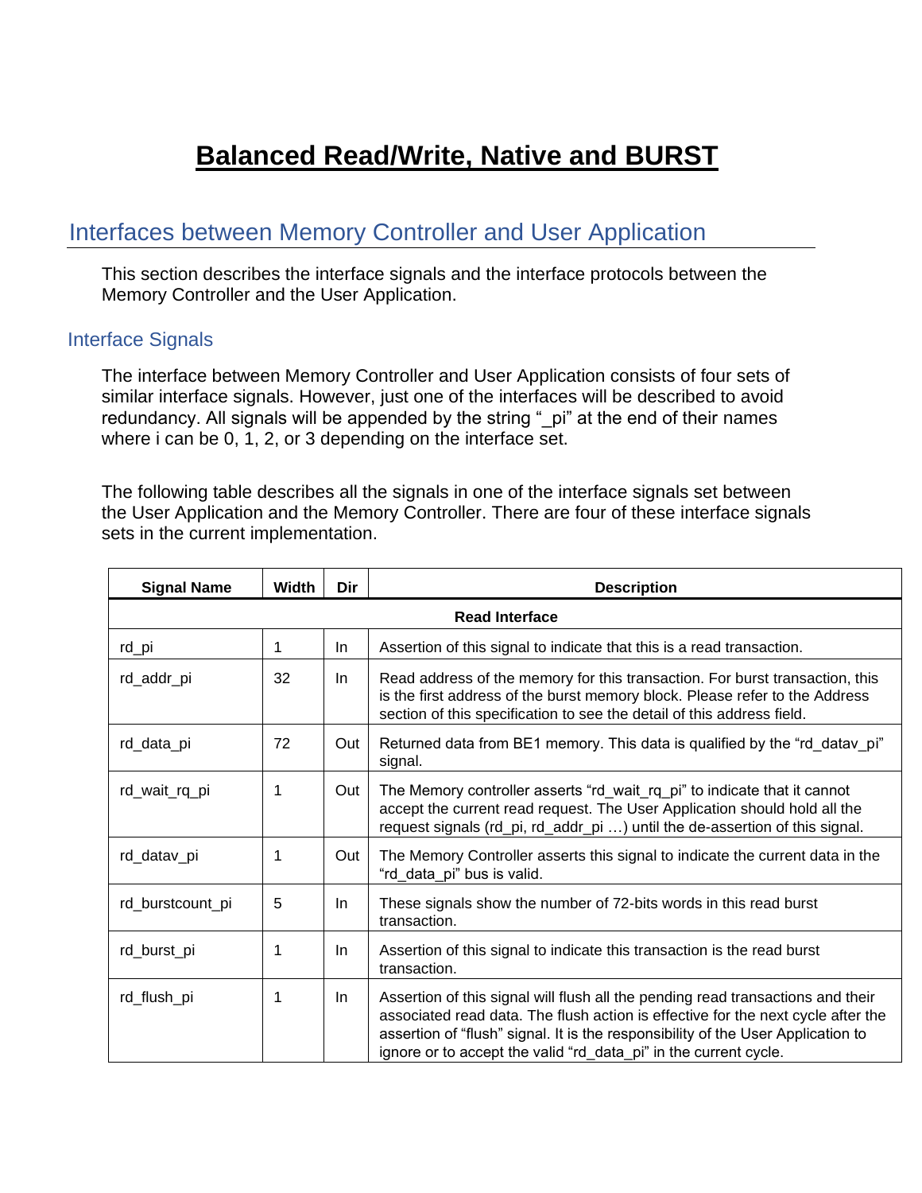# Balanced Read/Write, Native and BURST

## Interfaces between Memory Controller and User Application

This section describes the interface signals and the interface protocols between the Memory Controller and the User Application.

### Interface Signals

The interface between Memory Controller and User Application consists of four sets of similar interface signals. However, just one of the interfaces will be described to avoid redundancy. All signals will be appended by the string "_pi" at the end of their names where i can be 0, 1, 2, or 3 depending on the interface set.

The following table describes all the signals in one of the interface signals set between the User Application and the Memory Controller. There are four of these interface signals sets in the current implementation.

| Signal Name | Width | Dir | Description |
|---|---|---|---|
| **Read Interface** | | | |
| rd_pi | 1 | In | Assertion of this signal to indicate that this is a read transaction. |
| rd_addr_pi | 32 | In | Read address of the memory for this transaction. For burst transaction, this is the first address of the burst memory block. Please refer to the Address section of this specification to see the detail of this address field. |
| rd_data_pi | 72 | Out | Returned data from BE1 memory. This data is qualified by the "rd_datav_pi" signal. |
| rd_wait_rq_pi | 1 | Out | The Memory controller asserts "rd_wait_rq_pi" to indicate that it cannot accept the current read request. The User Application should hold all the request signals (rd_pi, rd_addr_pi …) until the de-assertion of this signal. |
| rd_datav_pi | 1 | Out | The Memory Controller asserts this signal to indicate the current data in the "rd_data_pi" bus is valid. |
| rd_burstcount_pi | 5 | In | These signals show the number of 72-bits words in this read burst transaction. |
| rd_burst_pi | 1 | In | Assertion of this signal to indicate this transaction is the read burst transaction. |
| rd_flush_pi | 1 | In | Assertion of this signal will flush all the pending read transactions and their associated read data. The flush action is effective for the next cycle after the assertion of "flush" signal. It is the responsibility of the User Application to ignore or to accept the valid "rd_data_pi" in the current cycle. |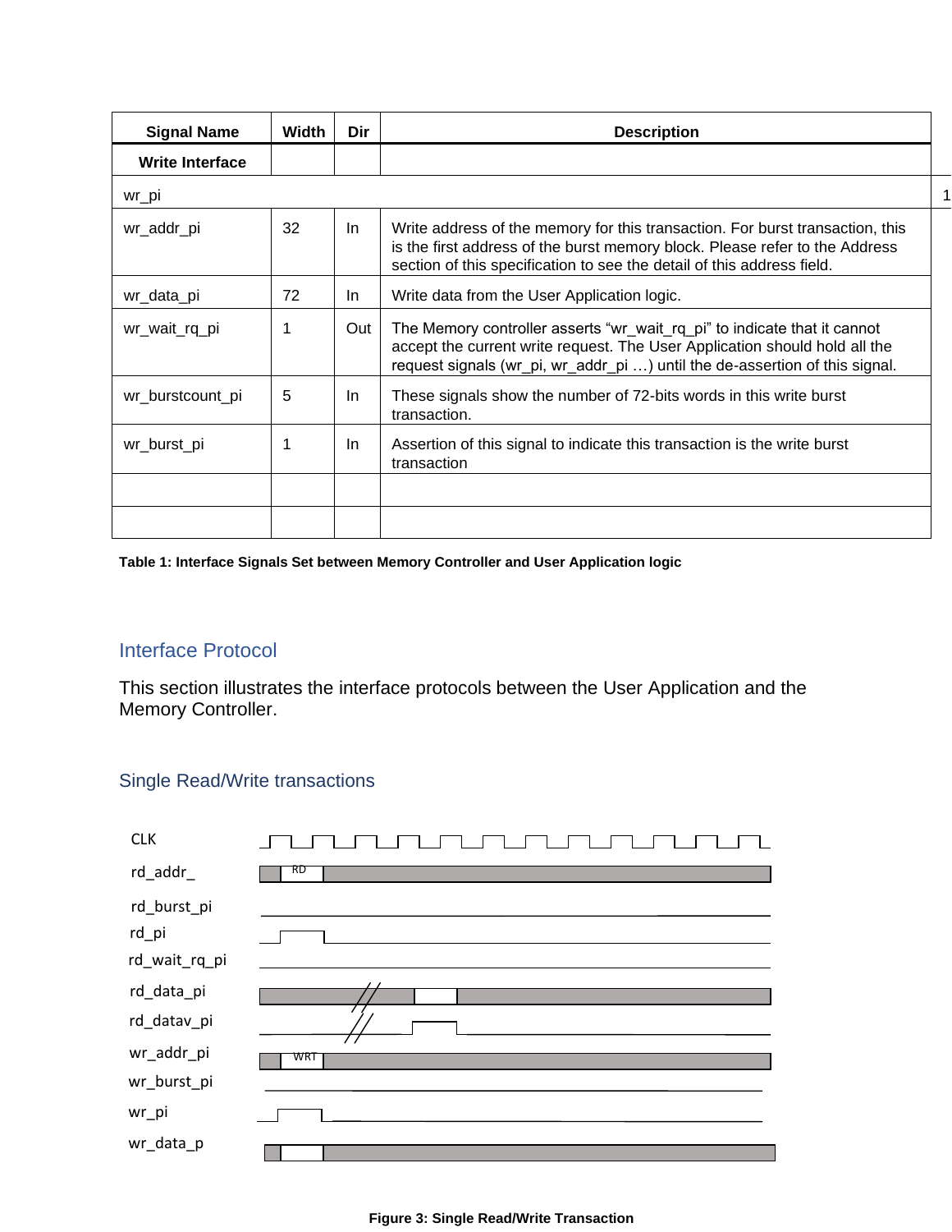| Signal Name | Width | Dir | Description |
|---|---|---|---|
| **Write Interface** | | | |
| wr_pi | 1 | | |
| wr_addr_pi | 32 | In | Write address of the memory for this transaction. For burst transaction, this is the first address of the burst memory block. Please refer to the Address section of this specification to see the detail of this address field. |
| wr_data_pi | 72 | In | Write data from the User Application logic. |
| wr_wait_rq_pi | 1 | Out | The Memory controller asserts “wr_wait_rq_pi” to indicate that it cannot accept the current write request. The User Application should hold all the request signals (wr_pi, wr_addr_pi …) until the de-assertion of this signal. |
| wr_burstcount_pi | 5 | In | These signals show the number of 72-bits words in this write burst transaction. |
| wr_burst_pi | 1 | In | Assertion of this signal to indicate this transaction is the write burst transaction |
| | | | |
| | | | |

**Table 1: Interface Signals Set between Memory Controller and User Application logic**

## Interface Protocol

This section illustrates the interface protocols between the User Application and the Memory Controller.

### Single Read/Write transactions

CLK

rd_addr_ RD

rd_burst_pi

rd_pi

rd_wait_rq_pi

rd_data_pi

rd_datav_pi

wr_addr_pi WRT

wr_burst_pi

wr_pi

wr_data_p

**Figure 3: Single Read/Write Transaction**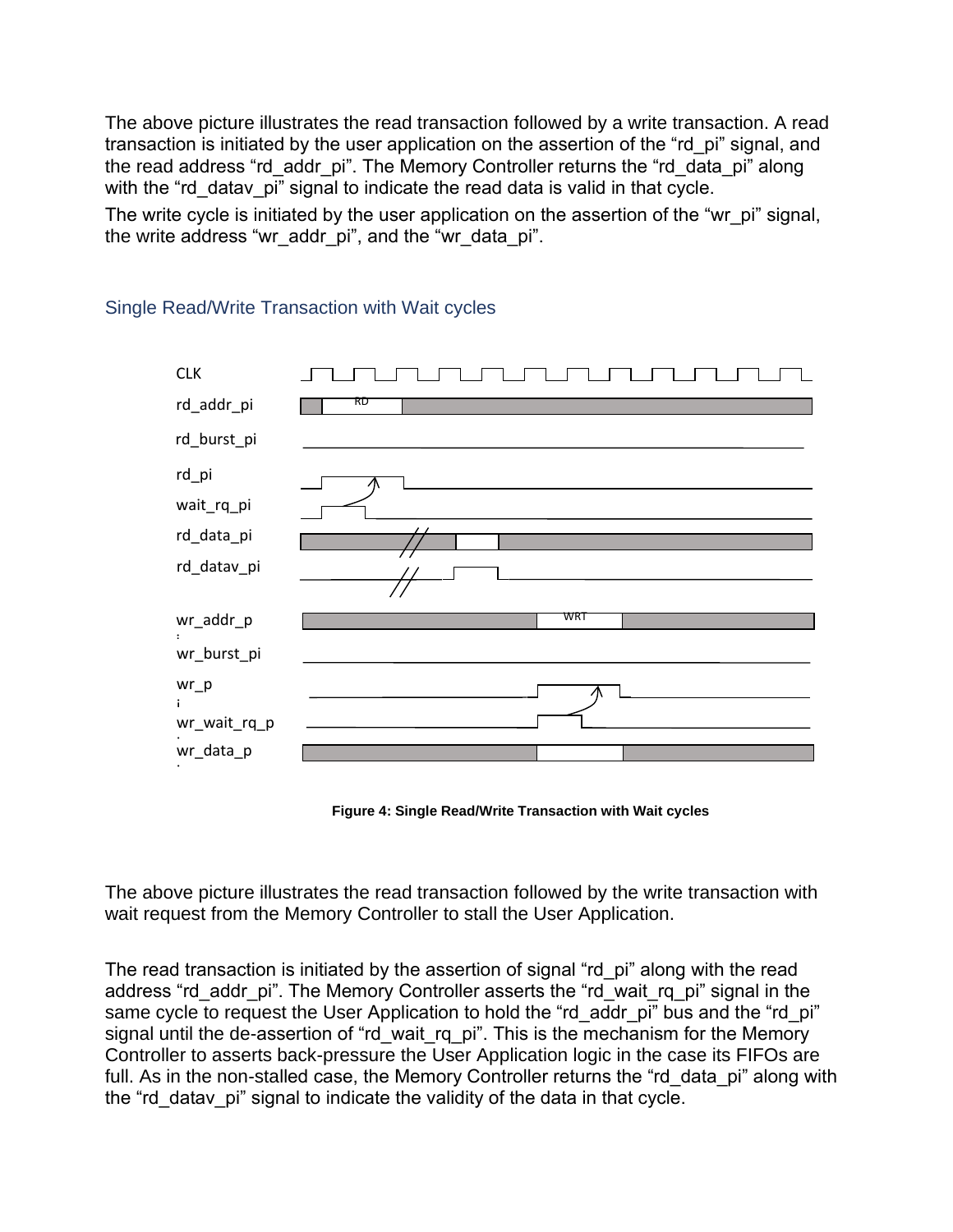The above picture illustrates the read transaction followed by a write transaction. A read transaction is initiated by the user application on the assertion of the “rd_pi” signal, and the read address “rd_addr_pi”. The Memory Controller returns the “rd_data_pi” along with the “rd_datav_pi” signal to indicate the read data is valid in that cycle.

The write cycle is initiated by the user application on the assertion of the “wr_pi” signal, the write address “wr_addr_pi”, and the “wr_data_pi”.

## Single Read/Write Transaction with Wait cycles

**Figure 4: Single Read/Write Transaction with Wait cycles**

The above picture illustrates the read transaction followed by the write transaction with wait request from the Memory Controller to stall the User Application.

The read transaction is initiated by the assertion of signal “rd_pi” along with the read address “rd_addr_pi”. The Memory Controller asserts the “rd_wait_rq_pi” signal in the same cycle to request the User Application to hold the “rd_addr_pi” bus and the “rd_pi” signal until the de-assertion of “rd_wait_rq_pi”. This is the mechanism for the Memory Controller to asserts back-pressure the User Application logic in the case its FIFOs are full. As in the non-stalled case, the Memory Controller returns the “rd_data_pi” along with the “rd_datav_pi” signal to indicate the validity of the data in that cycle.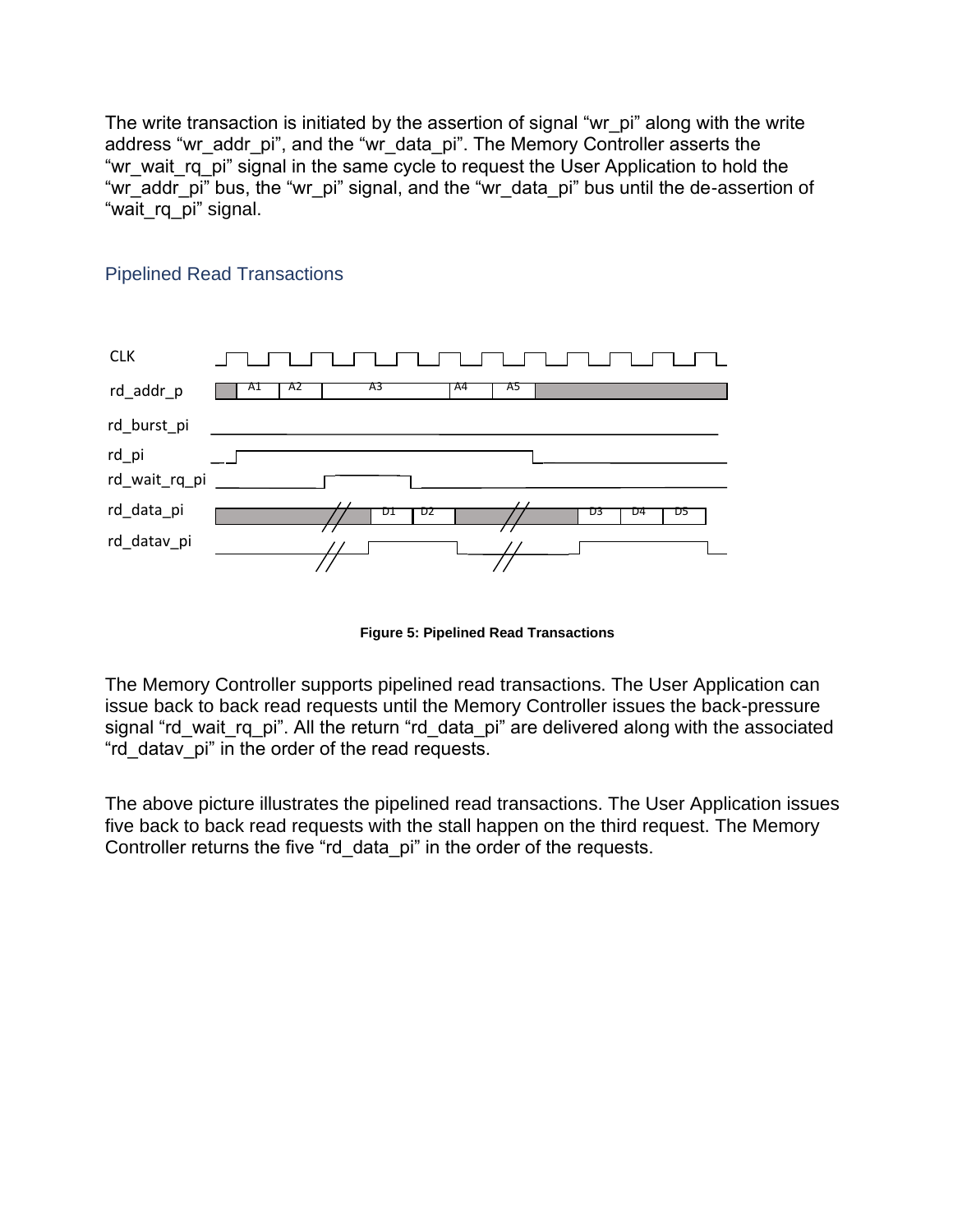The write transaction is initiated by the assertion of signal “wr_pi” along with the write address “wr_addr_pi”, and the “wr_data_pi”. The Memory Controller asserts the “wr_wait_rq_pi” signal in the same cycle to request the User Application to hold the “wr_addr_pi” bus, the “wr_pi” signal, and the “wr_data_pi” bus until the de-assertion of “wait_rq_pi” signal.

## Pipelined Read Transactions

**Figure 5: Pipelined Read Transactions**

The Memory Controller supports pipelined read transactions. The User Application can issue back to back read requests until the Memory Controller issues the back-pressure signal “rd_wait_rq_pi”. All the return “rd_data_pi” are delivered along with the associated “rd_datav_pi” in the order of the read requests.

The above picture illustrates the pipelined read transactions. The User Application issues five back to back read requests with the stall happen on the third request. The Memory Controller returns the five “rd_data_pi” in the order of the requests.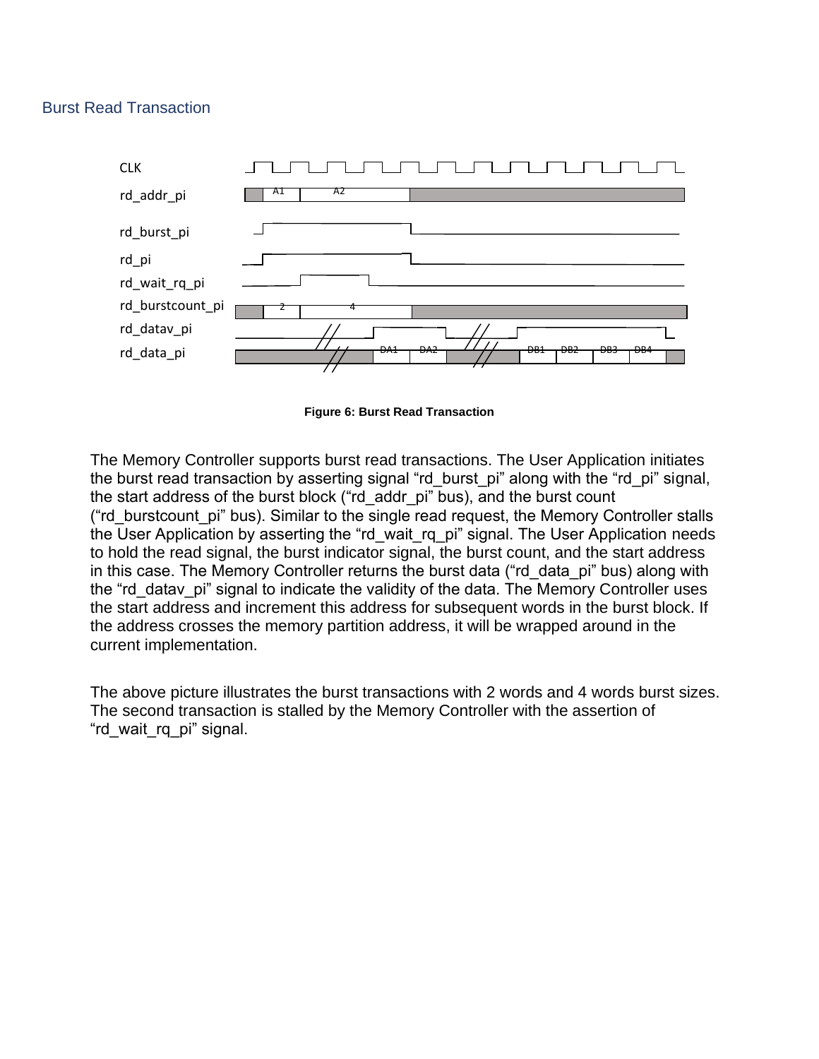## Burst Read Transaction

**Figure 6: Burst Read Transaction**

The Memory Controller supports burst read transactions. The User Application initiates the burst read transaction by asserting signal “rd_burst_pi” along with the “rd_pi” signal, the start address of the burst block (“rd_addr_pi” bus), and the burst count (“rd_burstcount_pi” bus). Similar to the single read request, the Memory Controller stalls the User Application by asserting the “rd_wait_rq_pi” signal. The User Application needs to hold the read signal, the burst indicator signal, the burst count, and the start address in this case. The Memory Controller returns the burst data (“rd_data_pi” bus) along with the “rd_datav_pi” signal to indicate the validity of the data. The Memory Controller uses the start address and increment this address for subsequent words in the burst block. If the address crosses the memory partition address, it will be wrapped around in the current implementation.

The above picture illustrates the burst transactions with 2 words and 4 words burst sizes. The second transaction is stalled by the Memory Controller with the assertion of “rd_wait_rq_pi” signal.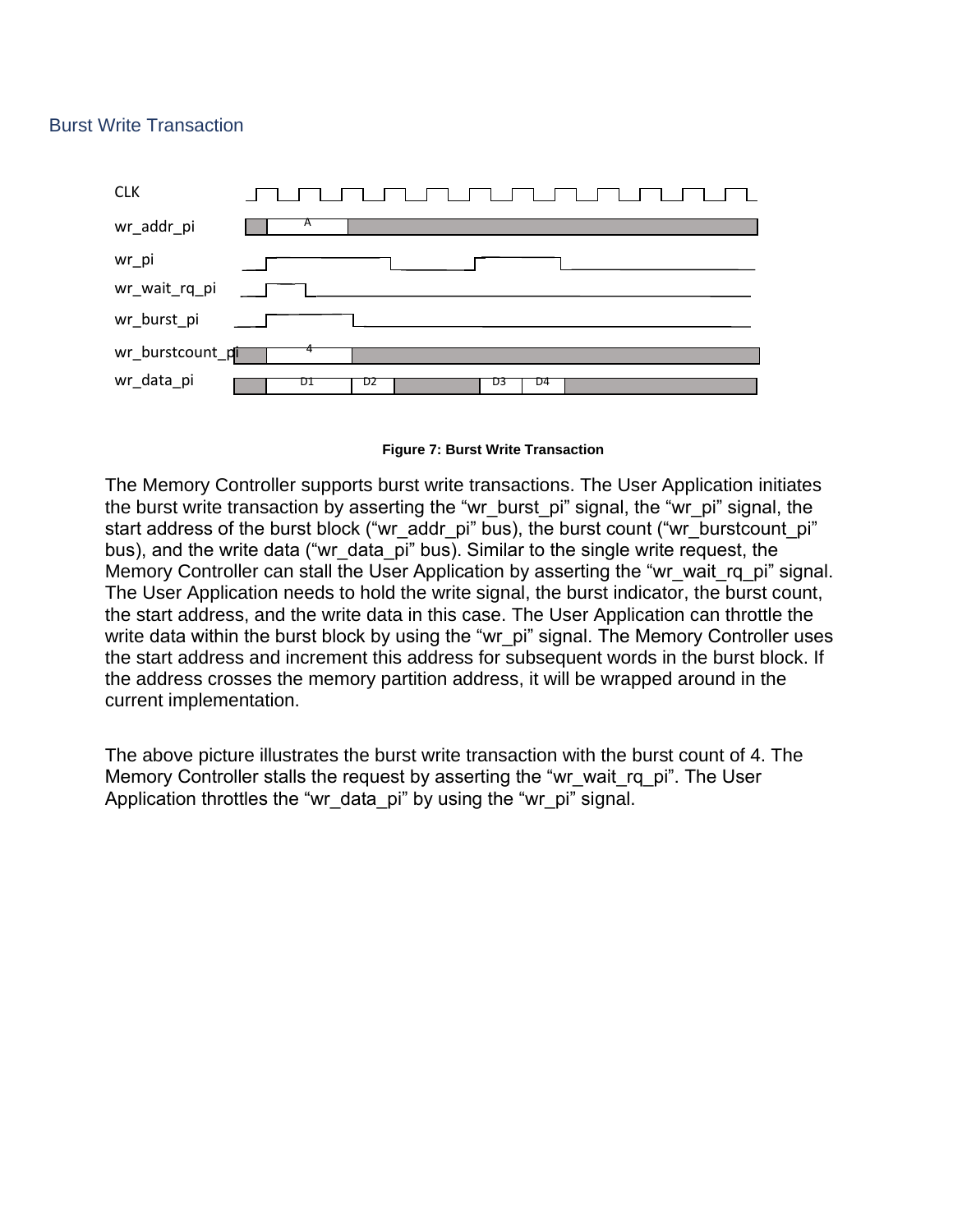## Burst Write Transaction

CLK

wr_addr_pi A

wr_pi

wr_wait_rq_pi

wr_burst_pi

wr_burstcount_pi 4

wr_data_pi D1 D2 D3 D4

**Figure 7: Burst Write Transaction**

The Memory Controller supports burst write transactions. The User Application initiates the burst write transaction by asserting the “wr_burst_pi” signal, the “wr_pi” signal, the start address of the burst block (“wr_addr_pi” bus), the burst count (“wr_burstcount_pi” bus), and the write data (“wr_data_pi” bus). Similar to the single write request, the Memory Controller can stall the User Application by asserting the “wr_wait_rq_pi” signal. The User Application needs to hold the write signal, the burst indicator, the burst count, the start address, and the write data in this case. The User Application can throttle the write data within the burst block by using the “wr_pi” signal. The Memory Controller uses the start address and increment this address for subsequent words in the burst block. If the address crosses the memory partition address, it will be wrapped around in the current implementation.

The above picture illustrates the burst write transaction with the burst count of 4. The Memory Controller stalls the request by asserting the “wr_wait_rq_pi”. The User Application throttles the “wr_data_pi” by using the “wr_pi” signal.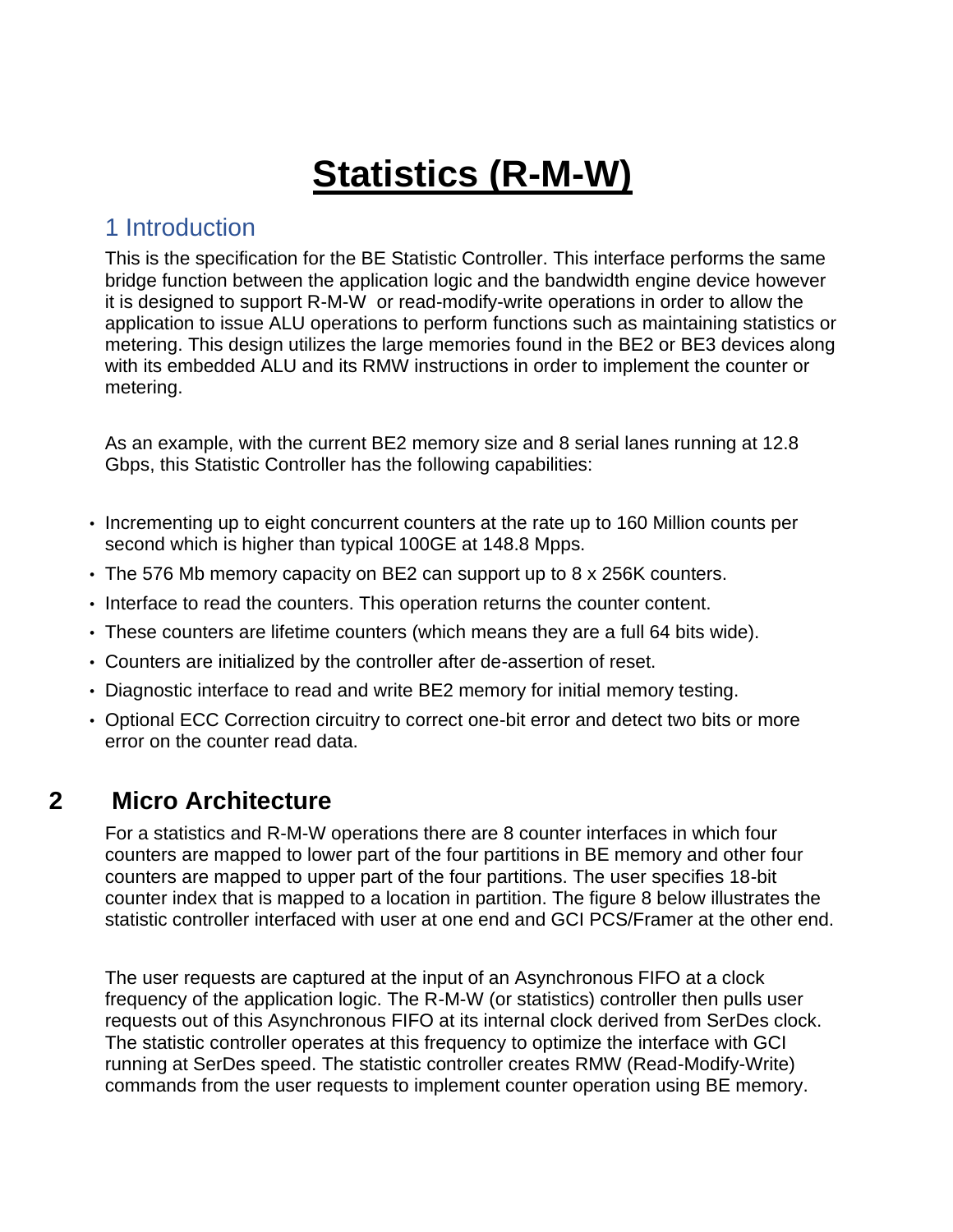# Statistics (R-M-W)

## 1 Introduction

This is the specification for the BE Statistic Controller. This interface performs the same bridge function between the application logic and the bandwidth engine device however it is designed to support R-M-W or read-modify-write operations in order to allow the application to issue ALU operations to perform functions such as maintaining statistics or metering. This design utilizes the large memories found in the BE2 or BE3 devices along with its embedded ALU and its RMW instructions in order to implement the counter or metering.

As an example, with the current BE2 memory size and 8 serial lanes running at 12.8 Gbps, this Statistic Controller has the following capabilities:

- Incrementing up to eight concurrent counters at the rate up to 160 Million counts per second which is higher than typical 100GE at 148.8 Mpps.
- The 576 Mb memory capacity on BE2 can support up to 8 x 256K counters.
- Interface to read the counters. This operation returns the counter content.
- These counters are lifetime counters (which means they are a full 64 bits wide).
- Counters are initialized by the controller after de-assertion of reset.
- Diagnostic interface to read and write BE2 memory for initial memory testing.
- Optional ECC Correction circuitry to correct one-bit error and detect two bits or more error on the counter read data.

## 2 Micro Architecture

For a statistics and R-M-W operations there are 8 counter interfaces in which four counters are mapped to lower part of the four partitions in BE memory and other four counters are mapped to upper part of the four partitions. The user specifies 18-bit counter index that is mapped to a location in partition. The figure 8 below illustrates the statistic controller interfaced with user at one end and GCI PCS/Framer at the other end.

The user requests are captured at the input of an Asynchronous FIFO at a clock frequency of the application logic. The R-M-W (or statistics) controller then pulls user requests out of this Asynchronous FIFO at its internal clock derived from SerDes clock. The statistic controller operates at this frequency to optimize the interface with GCI running at SerDes speed. The statistic controller creates RMW (Read-Modify-Write) commands from the user requests to implement counter operation using BE memory.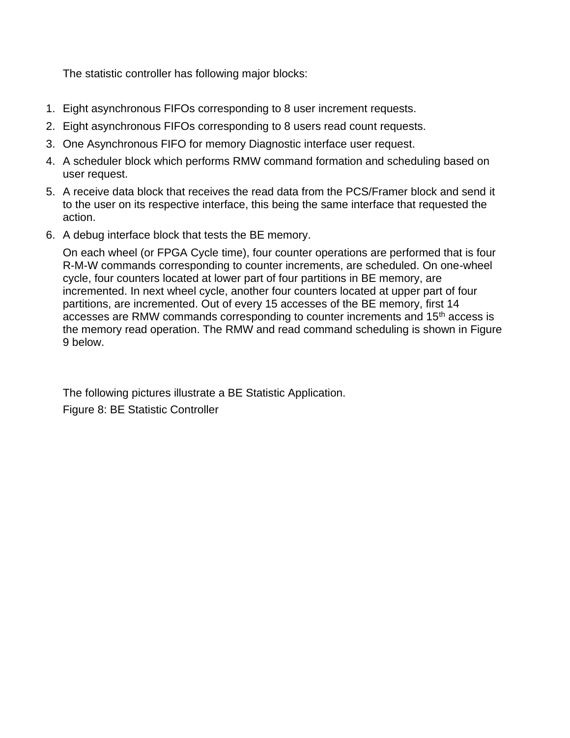The statistic controller has following major blocks:

1. Eight asynchronous FIFOs corresponding to 8 user increment requests.
2. Eight asynchronous FIFOs corresponding to 8 users read count requests.
3. One Asynchronous FIFO for memory Diagnostic interface user request.
4. A scheduler block which performs RMW command formation and scheduling based on user request.
5. A receive data block that receives the read data from the PCS/Framer block and send it to the user on its respective interface, this being the same interface that requested the action.
6. A debug interface block that tests the BE memory.

   On each wheel (or FPGA Cycle time), four counter operations are performed that is four R-M-W commands corresponding to counter increments, are scheduled. On one-wheel cycle, four counters located at lower part of four partitions in BE memory, are incremented. In next wheel cycle, another four counters located at upper part of four partitions, are incremented. Out of every 15 accesses of the BE memory, first 14 accesses are RMW commands corresponding to counter increments and 15th access is the memory read operation. The RMW and read command scheduling is shown in Figure 9 below.

The following pictures illustrate a BE Statistic Application.

Figure 8: BE Statistic Controller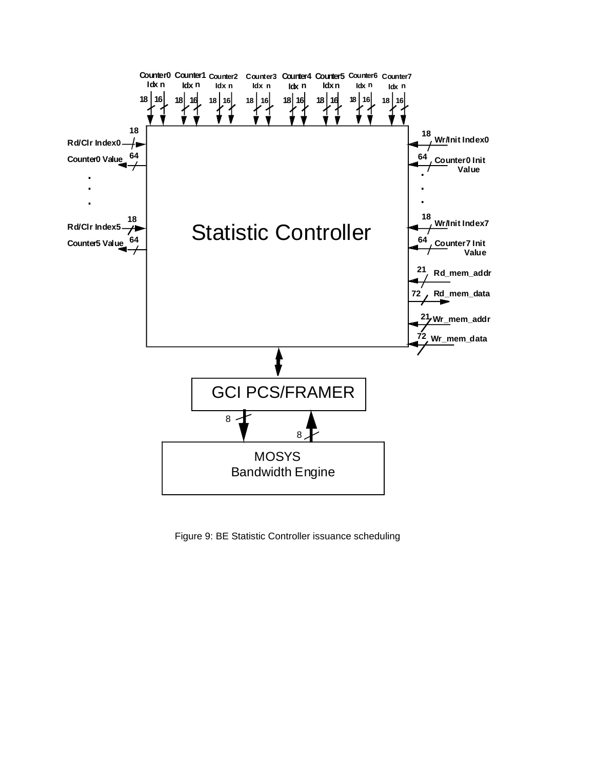Counter0 Idx n, Counter1 Idx n, Counter2 Idx n, Counter3 Idx n, Counter4 Idx n, Counter5 Idx n, Counter6 Idx n, Counter7 Idx n (18, 16)

Rd/Clr Index0 (18)

Counter0 Value (64)

. . .

Rd/Clr Index5 (18)

Counter5 Value (64)

Wr/Init Index0 (18)

Counter0 Init Value (64)

. . .

Wr/Init Index7 (18)

Counter7 Init Value (64)

Rd_mem_addr (21)

Rd_mem_data (72)

Wr_mem_addr (21)

Wr_mem_data (72)

Statistic Controller

GCI PCS/FRAMER

8 | 8

MOSYS Bandwidth Engine

Figure 9: BE Statistic Controller issuance scheduling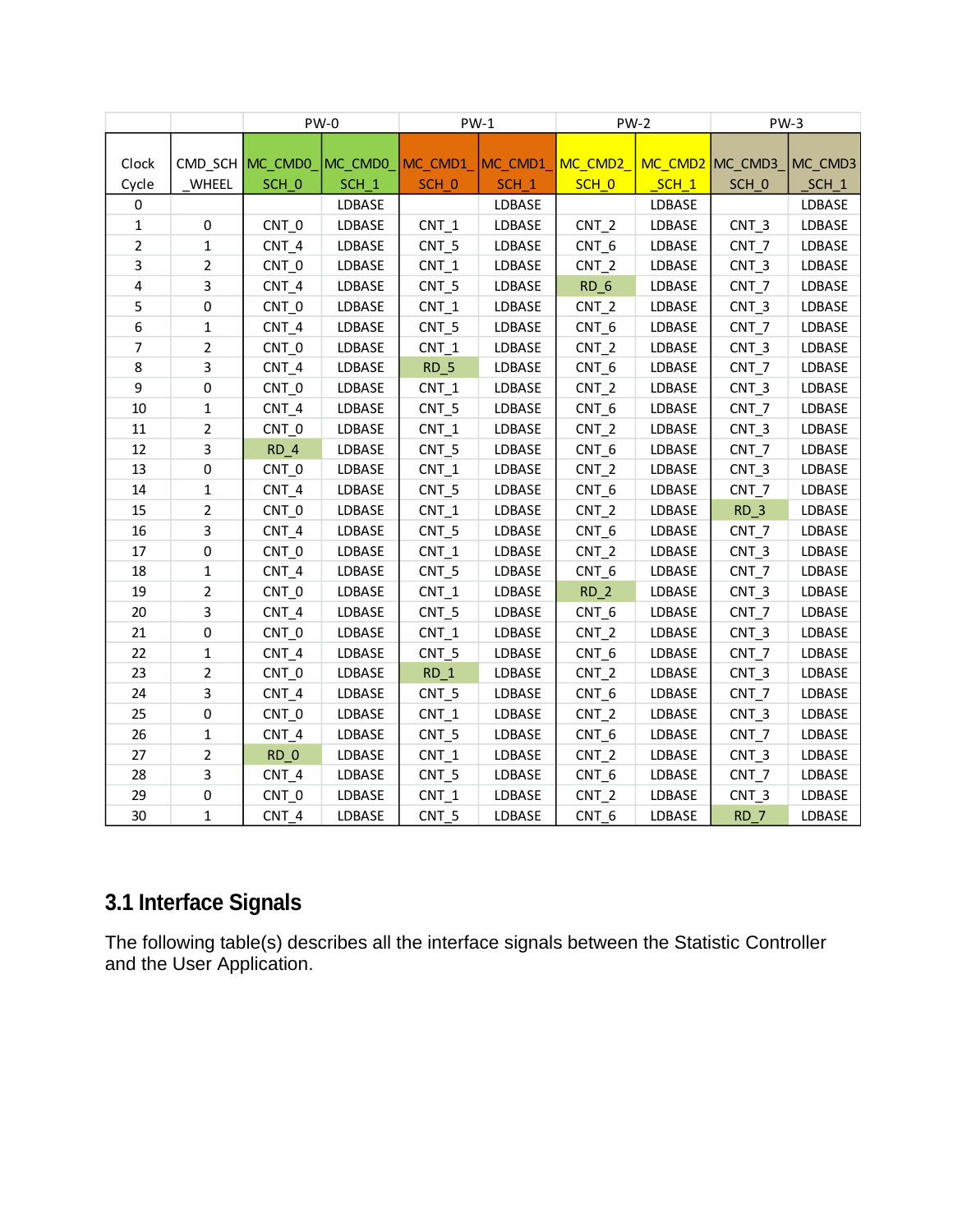| | | PW-0 | | PW-1 | | PW-2 | | PW-3 | |
|---|---|---|---|---|---|---|---|---|---|
| Clock Cycle | CMD_SCH_WHEEL | MC_CMD0_SCH_0 | MC_CMD0_SCH_1 | MC_CMD1_SCH_0 | MC_CMD1_SCH_1 | MC_CMD2_SCH_0 | MC_CMD2_SCH_1 | MC_CMD3_SCH_0 | MC_CMD3_SCH_1 |
| 0 | | | LDBASE | | LDBASE | | LDBASE | | LDBASE |
| 1 | 0 | CNT_0 | LDBASE | CNT_1 | LDBASE | CNT_2 | LDBASE | CNT_3 | LDBASE |
| 2 | 1 | CNT_4 | LDBASE | CNT_5 | LDBASE | CNT_6 | LDBASE | CNT_7 | LDBASE |
| 3 | 2 | CNT_0 | LDBASE | CNT_1 | LDBASE | CNT_2 | LDBASE | CNT_3 | LDBASE |
| 4 | 3 | CNT_4 | LDBASE | CNT_5 | LDBASE | RD_6 | LDBASE | CNT_7 | LDBASE |
| 5 | 0 | CNT_0 | LDBASE | CNT_1 | LDBASE | CNT_2 | LDBASE | CNT_3 | LDBASE |
| 6 | 1 | CNT_4 | LDBASE | CNT_5 | LDBASE | CNT_6 | LDBASE | CNT_7 | LDBASE |
| 7 | 2 | CNT_0 | LDBASE | CNT_1 | LDBASE | CNT_2 | LDBASE | CNT_3 | LDBASE |
| 8 | 3 | CNT_4 | LDBASE | RD_5 | LDBASE | CNT_6 | LDBASE | CNT_7 | LDBASE |
| 9 | 0 | CNT_0 | LDBASE | CNT_1 | LDBASE | CNT_2 | LDBASE | CNT_3 | LDBASE |
| 10 | 1 | CNT_4 | LDBASE | CNT_5 | LDBASE | CNT_6 | LDBASE | CNT_7 | LDBASE |
| 11 | 2 | CNT_0 | LDBASE | CNT_1 | LDBASE | CNT_2 | LDBASE | CNT_3 | LDBASE |
| 12 | 3 | RD_4 | LDBASE | CNT_5 | LDBASE | CNT_6 | LDBASE | CNT_7 | LDBASE |
| 13 | 0 | CNT_0 | LDBASE | CNT_1 | LDBASE | CNT_2 | LDBASE | CNT_3 | LDBASE |
| 14 | 1 | CNT_4 | LDBASE | CNT_5 | LDBASE | CNT_6 | LDBASE | CNT_7 | LDBASE |
| 15 | 2 | CNT_0 | LDBASE | CNT_1 | LDBASE | CNT_2 | LDBASE | RD_3 | LDBASE |
| 16 | 3 | CNT_4 | LDBASE | CNT_5 | LDBASE | CNT_6 | LDBASE | CNT_7 | LDBASE |
| 17 | 0 | CNT_0 | LDBASE | CNT_1 | LDBASE | CNT_2 | LDBASE | CNT_3 | LDBASE |
| 18 | 1 | CNT_4 | LDBASE | CNT_5 | LDBASE | CNT_6 | LDBASE | CNT_7 | LDBASE |
| 19 | 2 | CNT_0 | LDBASE | CNT_1 | LDBASE | RD_2 | LDBASE | CNT_3 | LDBASE |
| 20 | 3 | CNT_4 | LDBASE | CNT_5 | LDBASE | CNT_6 | LDBASE | CNT_7 | LDBASE |
| 21 | 0 | CNT_0 | LDBASE | CNT_1 | LDBASE | CNT_2 | LDBASE | CNT_3 | LDBASE |
| 22 | 1 | CNT_4 | LDBASE | CNT_5 | LDBASE | CNT_6 | LDBASE | CNT_7 | LDBASE |
| 23 | 2 | CNT_0 | LDBASE | RD_1 | LDBASE | CNT_2 | LDBASE | CNT_3 | LDBASE |
| 24 | 3 | CNT_4 | LDBASE | CNT_5 | LDBASE | CNT_6 | LDBASE | CNT_7 | LDBASE |
| 25 | 0 | CNT_0 | LDBASE | CNT_1 | LDBASE | CNT_2 | LDBASE | CNT_3 | LDBASE |
| 26 | 1 | CNT_4 | LDBASE | CNT_5 | LDBASE | CNT_6 | LDBASE | CNT_7 | LDBASE |
| 27 | 2 | RD_0 | LDBASE | CNT_1 | LDBASE | CNT_2 | LDBASE | CNT_3 | LDBASE |
| 28 | 3 | CNT_4 | LDBASE | CNT_5 | LDBASE | CNT_6 | LDBASE | CNT_7 | LDBASE |
| 29 | 0 | CNT_0 | LDBASE | CNT_1 | LDBASE | CNT_2 | LDBASE | CNT_3 | LDBASE |
| 30 | 1 | CNT_4 | LDBASE | CNT_5 | LDBASE | CNT_6 | LDBASE | RD_7 | LDBASE |

## 3.1 Interface Signals

The following table(s) describes all the interface signals between the Statistic Controller and the User Application.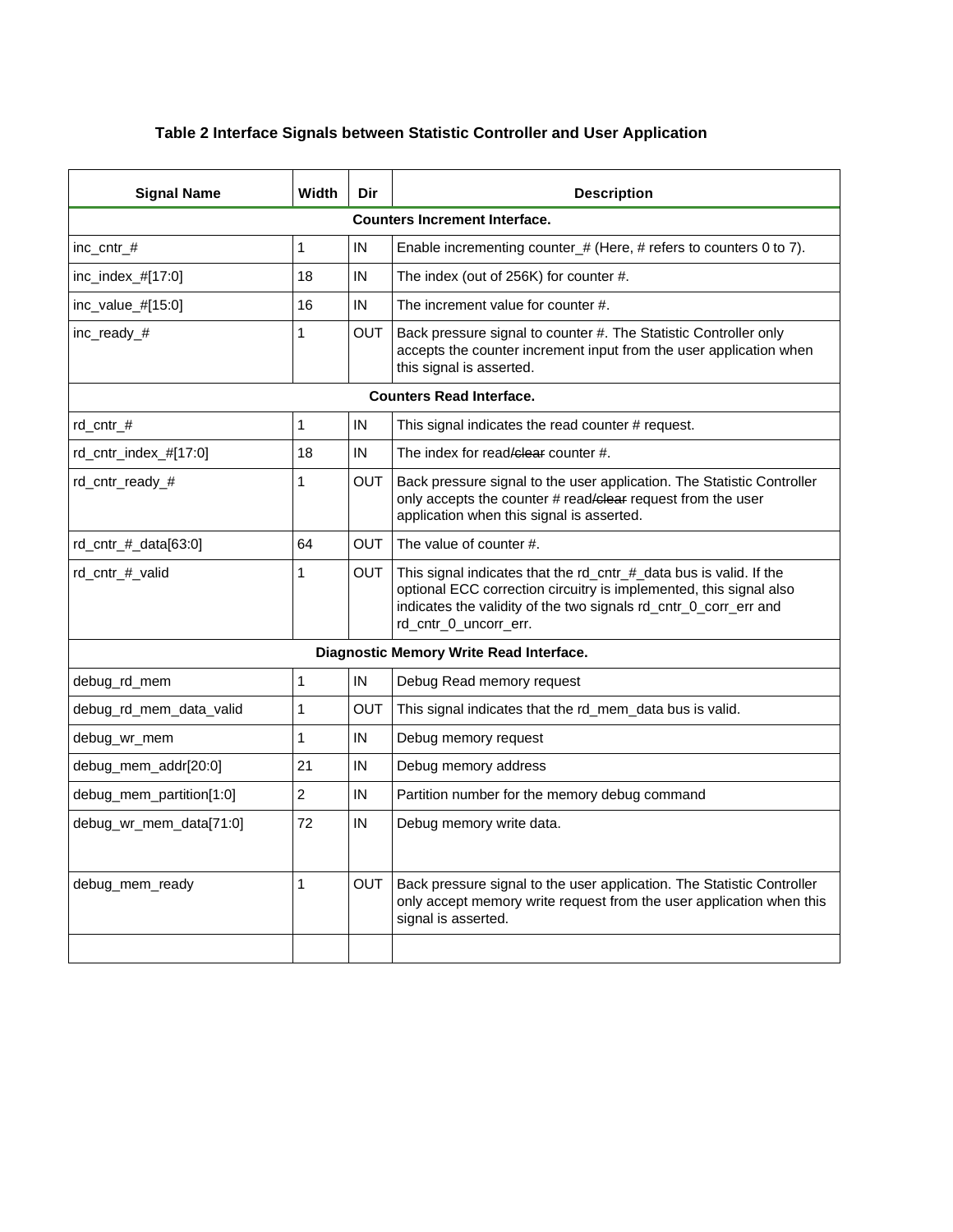**Table 2 Interface Signals between Statistic Controller and User Application**

| Signal Name | Width | Dir | Description |
|---|---|---|---|
| **Counters Increment Interface.** | | | |
| inc_cntr_# | 1 | IN | Enable incrementing counter_# (Here, # refers to counters 0 to 7). |
| inc_index_#[17:0] | 18 | IN | The index (out of 256K) for counter #. |
| inc_value_#[15:0] | 16 | IN | The increment value for counter #. |
| inc_ready_# | 1 | OUT | Back pressure signal to counter #. The Statistic Controller only accepts the counter increment input from the user application when this signal is asserted. |
| **Counters Read Interface.** | | | |
| rd_cntr_# | 1 | IN | This signal indicates the read counter # request. |
| rd_cntr_index_#[17:0] | 18 | IN | The index for read~~/clear~~ counter #. |
| rd_cntr_ready_# | 1 | OUT | Back pressure signal to the user application. The Statistic Controller only accepts the counter # read~~/clear~~ request from the user application when this signal is asserted. |
| rd_cntr_#_data[63:0] | 64 | OUT | The value of counter #. |
| rd_cntr_#_valid | 1 | OUT | This signal indicates that the rd_cntr_#_data bus is valid. If the optional ECC correction circuitry is implemented, this signal also indicates the validity of the two signals rd_cntr_0_corr_err and rd_cntr_0_uncorr_err. |
| **Diagnostic Memory Write Read Interface.** | | | |
| debug_rd_mem | 1 | IN | Debug Read memory request |
| debug_rd_mem_data_valid | 1 | OUT | This signal indicates that the rd_mem_data bus is valid. |
| debug_wr_mem | 1 | IN | Debug memory request |
| debug_mem_addr[20:0] | 21 | IN | Debug memory address |
| debug_mem_partition[1:0] | 2 | IN | Partition number for the memory debug command |
| debug_wr_mem_data[71:0] | 72 | IN | Debug memory write data. |
| debug_mem_ready | 1 | OUT | Back pressure signal to the user application. The Statistic Controller only accept memory write request from the user application when this signal is asserted. |
| | | | |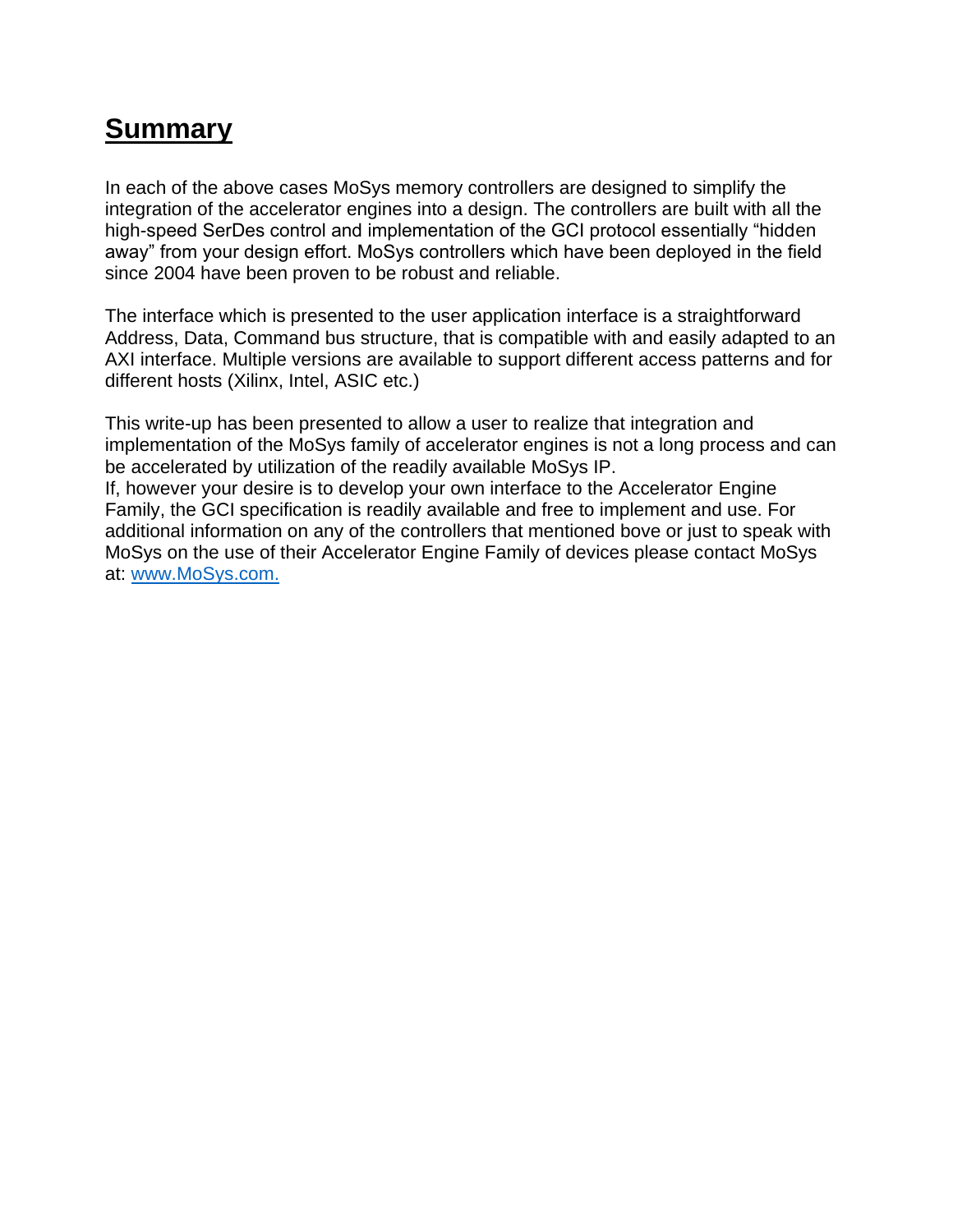## Summary

In each of the above cases MoSys memory controllers are designed to simplify the integration of the accelerator engines into a design. The controllers are built with all the high-speed SerDes control and implementation of the GCI protocol essentially “hidden away” from your design effort. MoSys controllers which have been deployed in the field since 2004 have been proven to be robust and reliable.

The interface which is presented to the user application interface is a straightforward Address, Data, Command bus structure, that is compatible with and easily adapted to an AXI interface. Multiple versions are available to support different access patterns and for different hosts (Xilinx, Intel, ASIC etc.)

This write-up has been presented to allow a user to realize that integration and implementation of the MoSys family of accelerator engines is not a long process and can be accelerated by utilization of the readily available MoSys IP.
If, however your desire is to develop your own interface to the Accelerator Engine Family, the GCI specification is readily available and free to implement and use. For additional information on any of the controllers that mentioned bove or just to speak with MoSys on the use of their Accelerator Engine Family of devices please contact MoSys at: [www.MoSys.com.](http://www.MoSys.com)